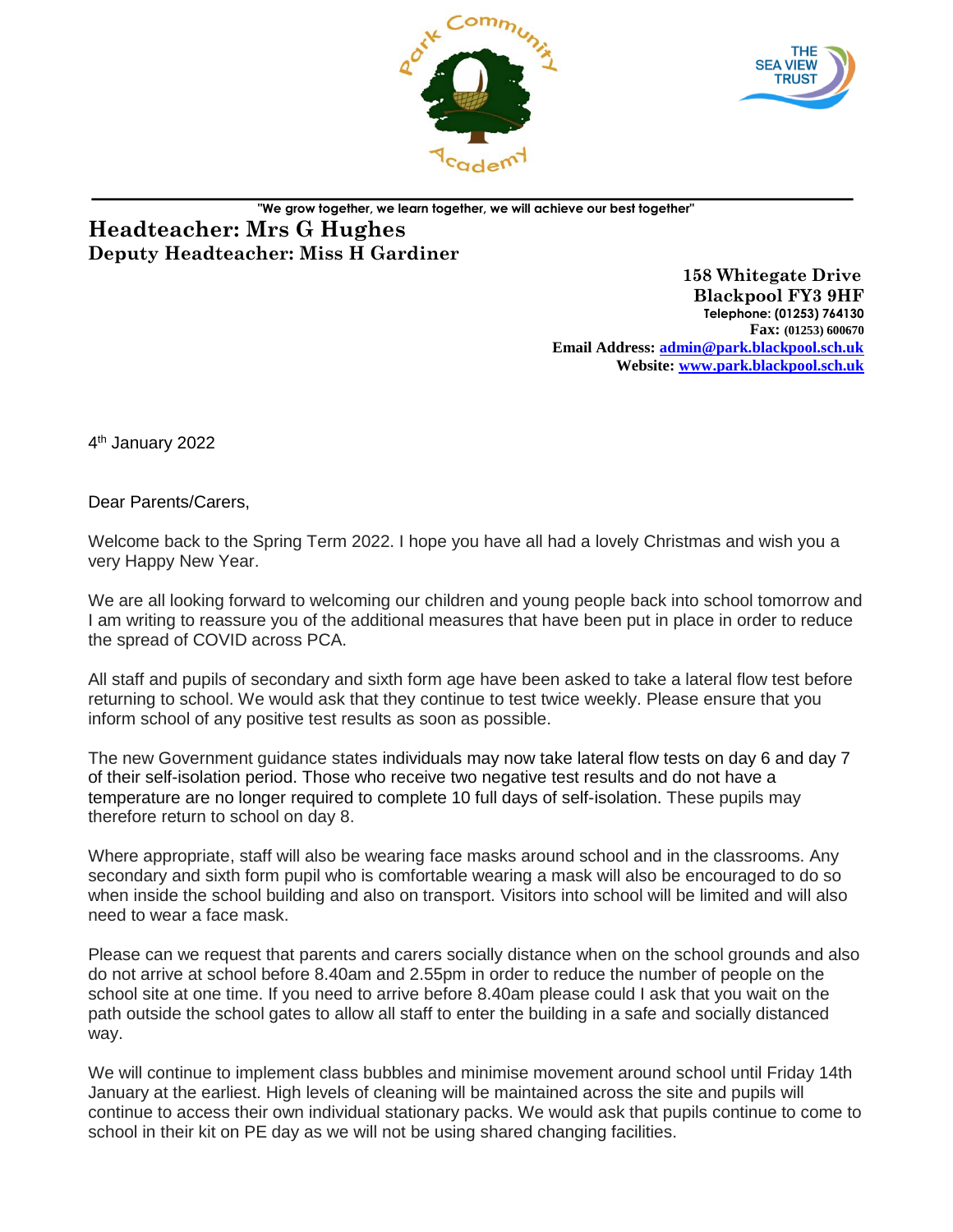"We grow together, we learn together, we will achieve our best together"

**Headteacher: Mrs G Hughes**
**Deputy Headteacher: Miss H Gardiner**

**158 Whitegate Drive**
**Blackpool FY3 9HF**
**Telephone: (01253) 764130**
**Fax: (01253) 600670**
**Email Address: admin@park.blackpool.sch.uk**
**Website: www.park.blackpool.sch.uk**

4th January 2022

Dear Parents/Carers,

Welcome back to the Spring Term 2022. I hope you have all had a lovely Christmas and wish you a very Happy New Year.

We are all looking forward to welcoming our children and young people back into school tomorrow and I am writing to reassure you of the additional measures that have been put in place in order to reduce the spread of COVID across PCA.

All staff and pupils of secondary and sixth form age have been asked to take a lateral flow test before returning to school. We would ask that they continue to test twice weekly. Please ensure that you inform school of any positive test results as soon as possible.

The new Government guidance states individuals may now take lateral flow tests on day 6 and day 7 of their self-isolation period. Those who receive two negative test results and do not have a temperature are no longer required to complete 10 full days of self-isolation. These pupils may therefore return to school on day 8.

Where appropriate, staff will also be wearing face masks around school and in the classrooms. Any secondary and sixth form pupil who is comfortable wearing a mask will also be encouraged to do so when inside the school building and also on transport. Visitors into school will be limited and will also need to wear a face mask.

Please can we request that parents and carers socially distance when on the school grounds and also do not arrive at school before 8.40am and 2.55pm in order to reduce the number of people on the school site at one time. If you need to arrive before 8.40am please could I ask that you wait on the path outside the school gates to allow all staff to enter the building in a safe and socially distanced way.

We will continue to implement class bubbles and minimise movement around school until Friday 14th January at the earliest. High levels of cleaning will be maintained across the site and pupils will continue to access their own individual stationary packs. We would ask that pupils continue to come to school in their kit on PE day as we will not be using shared changing facilities.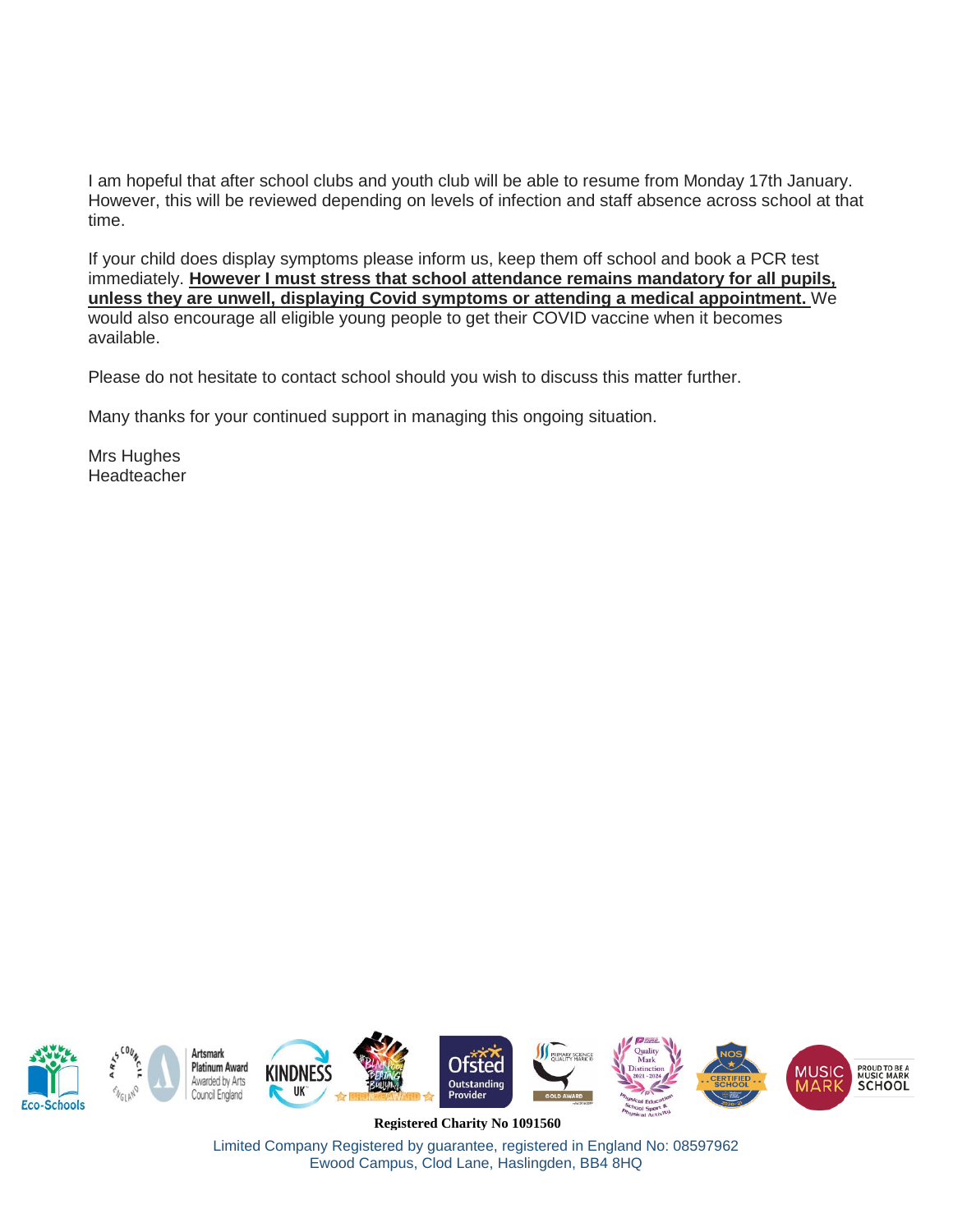I am hopeful that after school clubs and youth club will be able to resume from Monday 17th January. However, this will be reviewed depending on levels of infection and staff absence across school at that time.

If your child does display symptoms please inform us, keep them off school and book a PCR test immediately. **However I must stress that school attendance remains mandatory for all pupils, unless they are unwell, displaying Covid symptoms or attending a medical appointment.** We would also encourage all eligible young people to get their COVID vaccine when it becomes available.

Please do not hesitate to contact school should you wish to discuss this matter further.

Many thanks for your continued support in managing this ongoing situation.

Mrs Hughes
Headteacher

**Registered Charity No 1091560**

Limited Company Registered by guarantee, registered in England No: 08597962
Ewood Campus, Clod Lane, Haslingden, BB4 8HQ